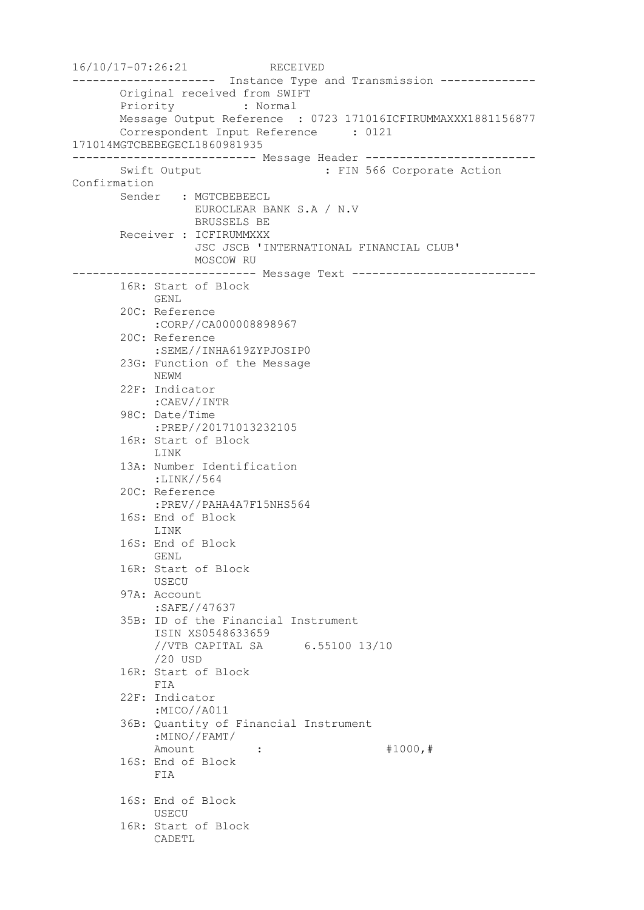```
16/10/17-07:26:21            RECEIVED
---------------------  Instance Type and Transmission --------------
       Original received from SWIFT
       Priority          : Normal
       Message Output Reference  : 0723 171016ICFIRUMMAXXX1881156877
       Correspondent Input Reference     : 0121
171014MGTCBEBEGECL1860981935
--------------------------- Message Header -------------------------
       Swift Output                    : FIN 566 Corporate Action
Confirmation
       Sender   : MGTCBEBEECL
                  EUROCLEAR BANK S.A / N.V
                  BRUSSELS BE
       Receiver : ICFIRUMMXXX
                  JSC JSCB 'INTERNATIONAL FINANCIAL CLUB'
                  MOSCOW RU
--------------------------- Message Text ---------------------------
       16R: Start of Block
            GENL
       20C: Reference
            :CORP//CA000008898967
       20C: Reference
            :SEME//INHA619ZYPJOSIP0
       23G: Function of the Message
            NEWM
       22F: Indicator
            :CAEV//INTR
       98C: Date/Time
            :PREP//20171013232105
       16R: Start of Block
            LINK
       13A: Number Identification
            :LINK//564
       20C: Reference
            :PREV//PAHA4A7F15NHS564
       16S: End of Block
            LINK
       16S: End of Block
            GENL
       16R: Start of Block
            USECU
       97A: Account
            :SAFE//47637
       35B: ID of the Financial Instrument
            ISIN XS0548633659
            //VTB CAPITAL SA      6.55100 13/10
            /20 USD
       16R: Start of Block
            FIA
       22F: Indicator
            :MICO//A011
       36B: Quantity of Financial Instrument
            :MINO//FAMT/
            Amount         :                   #1000,#
       16S: End of Block
            FIA

       16S: End of Block
            USECU
       16R: Start of Block
            CADETL
```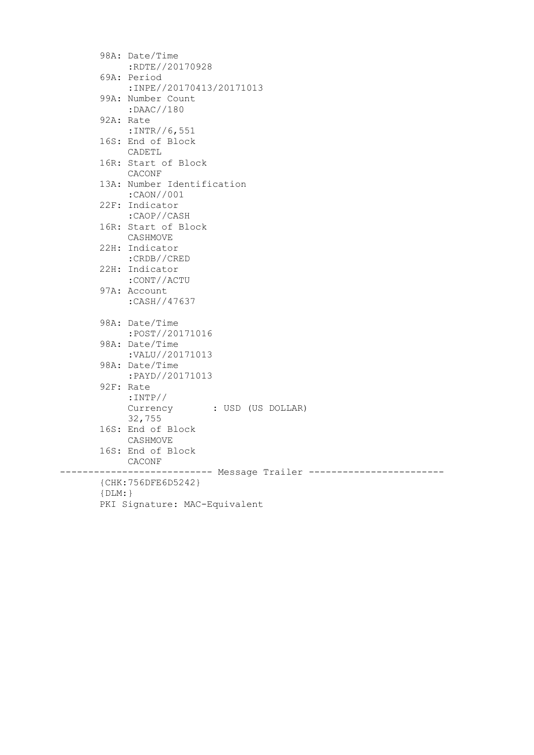```
       98A: Date/Time
            :RDTE//20170928
       69A: Period
            :INPE//20170413/20171013
       99A: Number Count
            :DAAC//180
       92A: Rate
            :INTR//6,551
       16S: End of Block
            CADETL
       16R: Start of Block
            CACONF
       13A: Number Identification
            :CAON//001
       22F: Indicator
            :CAOP//CASH
       16R: Start of Block
            CASHMOVE
       22H: Indicator
            :CRDB//CRED
       22H: Indicator
            :CONT//ACTU
       97A: Account
            :CASH//47637

       98A: Date/Time
            :POST//20171016
       98A: Date/Time
            :VALU//20171013
       98A: Date/Time
            :PAYD//20171013
       92F: Rate
            :INTP//
            Currency       : USD (US DOLLAR)
            32,755
       16S: End of Block
            CASHMOVE
       16S: End of Block
            CACONF
--------------------------- Message Trailer ------------------------
       {CHK:756DFE6D5242}
       {DLM:}
       PKI Signature: MAC-Equivalent
```